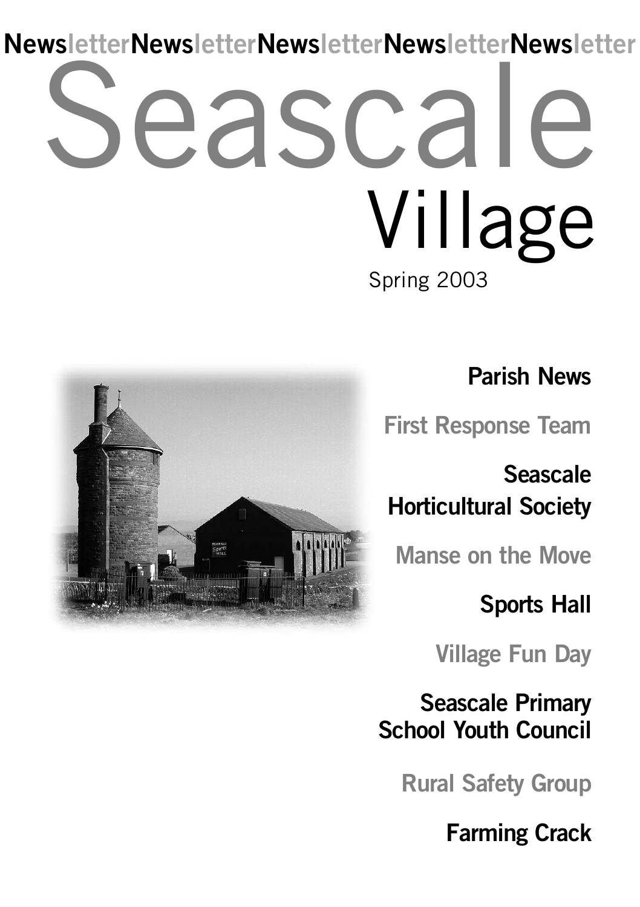NewsletterNewsletterNewsletterNewsletterNewsletter

# Seascale Village

Spring 2003

**Parish News**

**First Response Team**

**Seascale Horticultural Society**

**Manse on the Move**

**Sports Hall**

**Village Fun Day**

**Seascale Primary School Youth Council**

**Rural Safety Group**

**Farming Crack**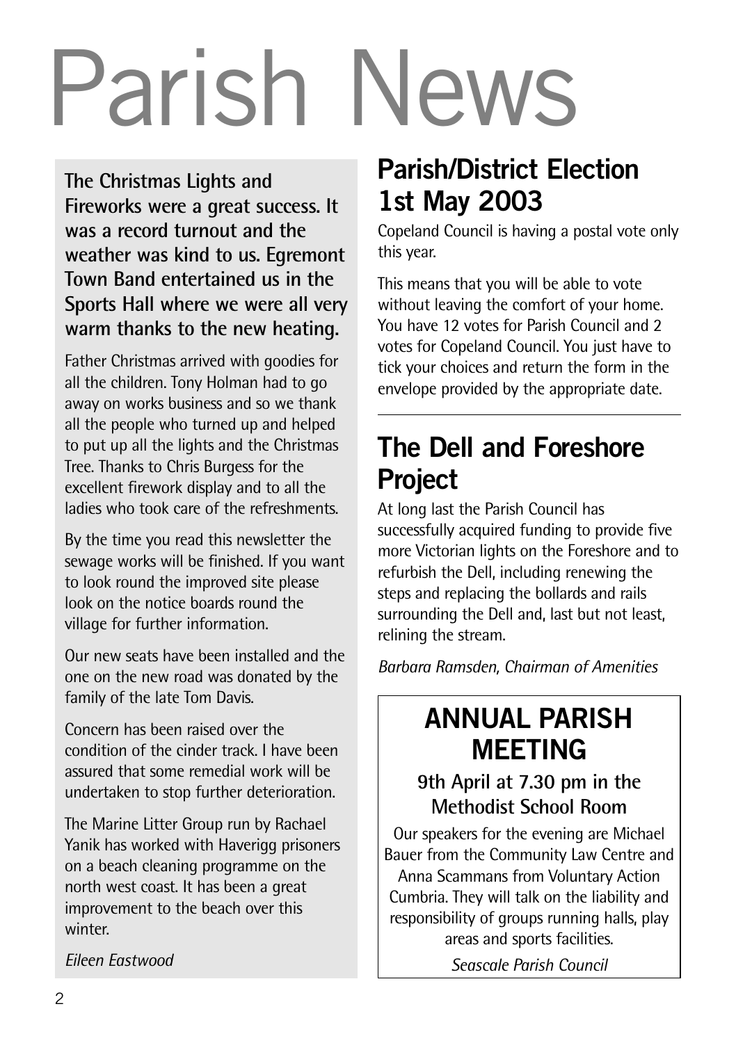# Parish News

**The Christmas Lights and Fireworks were a great success. It was a record turnout and the weather was kind to us. Egremont Town Band entertained us in the Sports Hall where we were all very warm thanks to the new heating.**

Father Christmas arrived with goodies for all the children. Tony Holman had to go away on works business and so we thank all the people who turned up and helped to put up all the lights and the Christmas Tree. Thanks to Chris Burgess for the excellent firework display and to all the ladies who took care of the refreshments.

By the time you read this newsletter the sewage works will be finished. If you want to look round the improved site please look on the notice boards round the village for further information.

Our new seats have been installed and the one on the new road was donated by the family of the late Tom Davis.

Concern has been raised over the condition of the cinder track. I have been assured that some remedial work will be undertaken to stop further deterioration.

The Marine Litter Group run by Rachael Yanik has worked with Haverigg prisoners on a beach cleaning programme on the north west coast. It has been a great improvement to the beach over this winter.

*Eileen Eastwood*

## Parish/District Election 1st May 2003

Copeland Council is having a postal vote only this year.

This means that you will be able to vote without leaving the comfort of your home. You have 12 votes for Parish Council and 2 votes for Copeland Council. You just have to tick your choices and return the form in the envelope provided by the appropriate date.

## The Dell and Foreshore Project

At long last the Parish Council has successfully acquired funding to provide five more Victorian lights on the Foreshore and to refurbish the Dell, including renewing the steps and replacing the bollards and rails surrounding the Dell and, last but not least, relining the stream.

*Barbara Ramsden, Chairman of Amenities*

## ANNUAL PARISH MEETING

**9th April at 7.30 pm in the Methodist School Room**

Our speakers for the evening are Michael Bauer from the Community Law Centre and Anna Scammans from Voluntary Action Cumbria. They will talk on the liability and responsibility of groups running halls, play areas and sports facilities.

*Seascale Parish Council*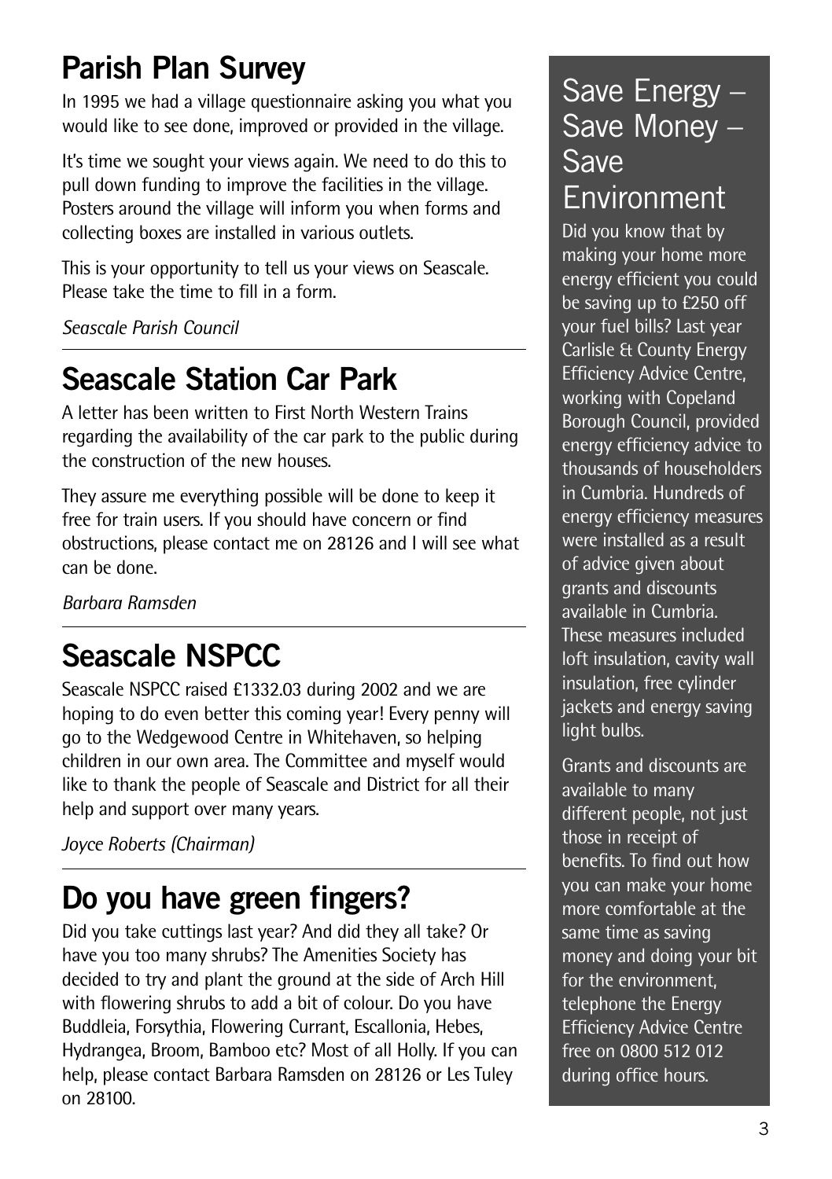## Parish Plan Survey

In 1995 we had a village questionnaire asking you what you would like to see done, improved or provided in the village.

It's time we sought your views again. We need to do this to pull down funding to improve the facilities in the village. Posters around the village will inform you when forms and collecting boxes are installed in various outlets.

This is your opportunity to tell us your views on Seascale. Please take the time to fill in a form.

*Seascale Parish Council*

---

## Seascale Station Car Park

A letter has been written to First North Western Trains regarding the availability of the car park to the public during the construction of the new houses.

They assure me everything possible will be done to keep it free for train users. If you should have concern or find obstructions, please contact me on 28126 and I will see what can be done.

*Barbara Ramsden*

---

## Seascale NSPCC

Seascale NSPCC raised £1332.03 during 2002 and we are hoping to do even better this coming year! Every penny will go to the Wedgewood Centre in Whitehaven, so helping children in our own area. The Committee and myself would like to thank the people of Seascale and District for all their help and support over many years.

*Joyce Roberts (Chairman)*

---

## Do you have green fingers?

Did you take cuttings last year? And did they all take? Or have you too many shrubs? The Amenities Society has decided to try and plant the ground at the side of Arch Hill with flowering shrubs to add a bit of colour. Do you have Buddleia, Forsythia, Flowering Currant, Escallonia, Hebes, Hydrangea, Broom, Bamboo etc? Most of all Holly. If you can help, please contact Barbara Ramsden on 28126 or Les Tuley on 28100.

## Save Energy – Save Money – Save Environment

Did you know that by making your home more energy efficient you could be saving up to £250 off your fuel bills? Last year Carlisle & County Energy Efficiency Advice Centre, working with Copeland Borough Council, provided energy efficiency advice to thousands of householders in Cumbria. Hundreds of energy efficiency measures were installed as a result of advice given about grants and discounts available in Cumbria. These measures included loft insulation, cavity wall insulation, free cylinder jackets and energy saving light bulbs.

Grants and discounts are available to many different people, not just those in receipt of benefits. To find out how you can make your home more comfortable at the same time as saving money and doing your bit for the environment, telephone the Energy Efficiency Advice Centre free on 0800 512 012 during office hours.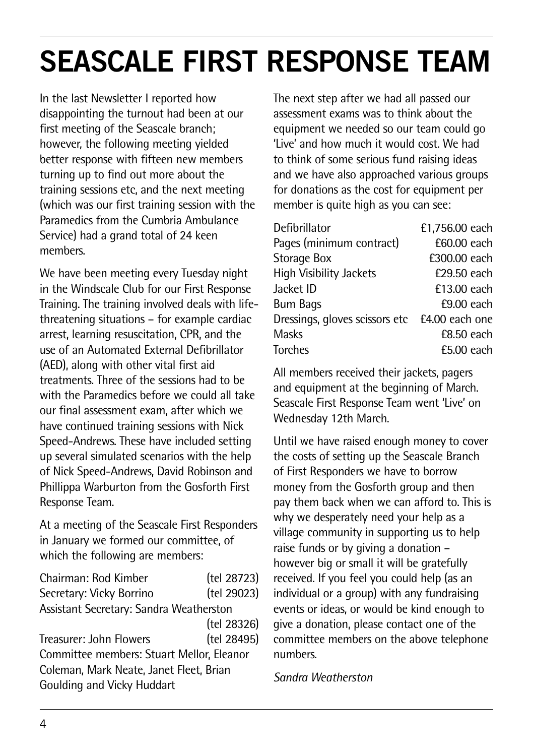# SEASCALE FIRST RESPONSE TEAM

In the last Newsletter I reported how disappointing the turnout had been at our first meeting of the Seascale branch; however, the following meeting yielded better response with fifteen new members turning up to find out more about the training sessions etc, and the next meeting (which was our first training session with the Paramedics from the Cumbria Ambulance Service) had a grand total of 24 keen members.

We have been meeting every Tuesday night in the Windscale Club for our First Response Training. The training involved deals with life-threatening situations – for example cardiac arrest, learning resuscitation, CPR, and the use of an Automated External Defibrillator (AED), along with other vital first aid treatments. Three of the sessions had to be with the Paramedics before we could all take our final assessment exam, after which we have continued training sessions with Nick Speed-Andrews. These have included setting up several simulated scenarios with the help of Nick Speed-Andrews, David Robinson and Phillippa Warburton from the Gosforth First Response Team.

At a meeting of the Seascale First Responders in January we formed our committee, of which the following are members:

Chairman: Rod Kimber (tel 28723)
Secretary: Vicky Borrino (tel 29023)
Assistant Secretary: Sandra Weatherston (tel 28326)
Treasurer: John Flowers (tel 28495)
Committee members: Stuart Mellor, Eleanor Coleman, Mark Neate, Janet Fleet, Brian Goulding and Vicky Huddart

The next step after we had all passed our assessment exams was to think about the equipment we needed so our team could go 'Live' and how much it would cost. We had to think of some serious fund raising ideas and we have also approached various groups for donations as the cost for equipment per member is quite high as you can see:

| | |
|---|---|
| Defibrillator | £1,756.00 each |
| Pages (minimum contract) | £60.00 each |
| Storage Box | £300.00 each |
| High Visibility Jackets | £29.50 each |
| Jacket ID | £13.00 each |
| Bum Bags | £9.00 each |
| Dressings, gloves scissors etc | £4.00 each one |
| Masks | £8.50 each |
| Torches | £5.00 each |

All members received their jackets, pagers and equipment at the beginning of March. Seascale First Response Team went 'Live' on Wednesday 12th March.

Until we have raised enough money to cover the costs of setting up the Seascale Branch of First Responders we have to borrow money from the Gosforth group and then pay them back when we can afford to. This is why we desperately need your help as a village community in supporting us to help raise funds or by giving a donation – however big or small it will be gratefully received. If you feel you could help (as an individual or a group) with any fundraising events or ideas, or would be kind enough to give a donation, please contact one of the committee members on the above telephone numbers.

*Sandra Weatherston*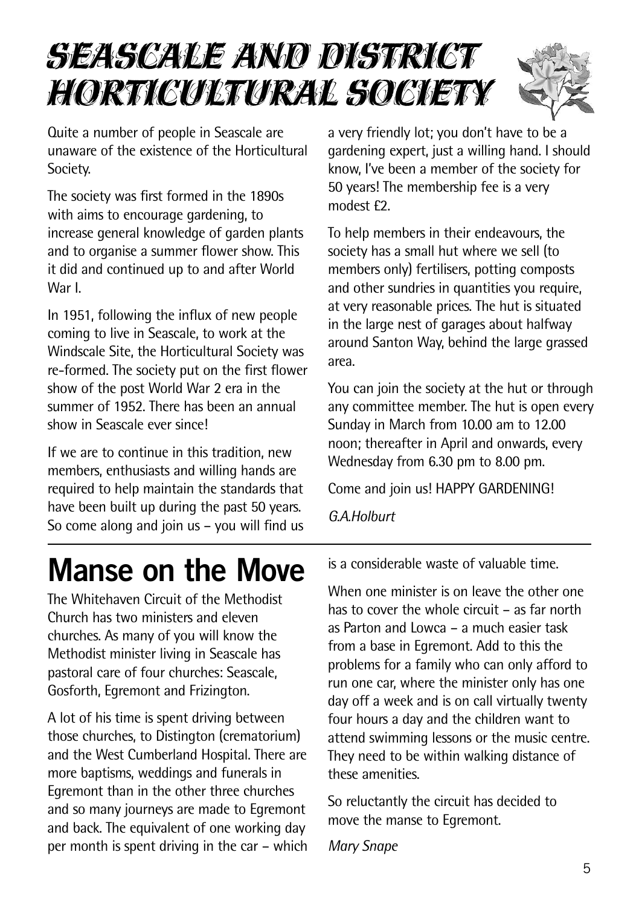# Seascale and District Horticultural Society

Quite a number of people in Seascale are unaware of the existence of the Horticultural Society.

The society was first formed in the 1890s with aims to encourage gardening, to increase general knowledge of garden plants and to organise a summer flower show. This it did and continued up to and after World War I.

In 1951, following the influx of new people coming to live in Seascale, to work at the Windscale Site, the Horticultural Society was re-formed. The society put on the first flower show of the post World War 2 era in the summer of 1952. There has been an annual show in Seascale ever since!

If we are to continue in this tradition, new members, enthusiasts and willing hands are required to help maintain the standards that have been built up during the past 50 years. So come along and join us – you will find us a very friendly lot; you don't have to be a gardening expert, just a willing hand. I should know, I've been a member of the society for 50 years! The membership fee is a very modest £2.

To help members in their endeavours, the society has a small hut where we sell (to members only) fertilisers, potting composts and other sundries in quantities you require, at very reasonable prices. The hut is situated in the large nest of garages about halfway around Santon Way, behind the large grassed area.

You can join the society at the hut or through any committee member. The hut is open every Sunday in March from 10.00 am to 12.00 noon; thereafter in April and onwards, every Wednesday from 6.30 pm to 8.00 pm.

Come and join us! HAPPY GARDENING!

*G.A.Holburt*

# Manse on the Move

The Whitehaven Circuit of the Methodist Church has two ministers and eleven churches. As many of you will know the Methodist minister living in Seascale has pastoral care of four churches: Seascale, Gosforth, Egremont and Frizington.

A lot of his time is spent driving between those churches, to Distington (crematorium) and the West Cumberland Hospital. There are more baptisms, weddings and funerals in Egremont than in the other three churches and so many journeys are made to Egremont and back. The equivalent of one working day per month is spent driving in the car – which is a considerable waste of valuable time.

When one minister is on leave the other one has to cover the whole circuit – as far north as Parton and Lowca – a much easier task from a base in Egremont. Add to this the problems for a family who can only afford to run one car, where the minister only has one day off a week and is on call virtually twenty four hours a day and the children want to attend swimming lessons or the music centre. They need to be within walking distance of these amenities.

So reluctantly the circuit has decided to move the manse to Egremont.

*Mary Snape*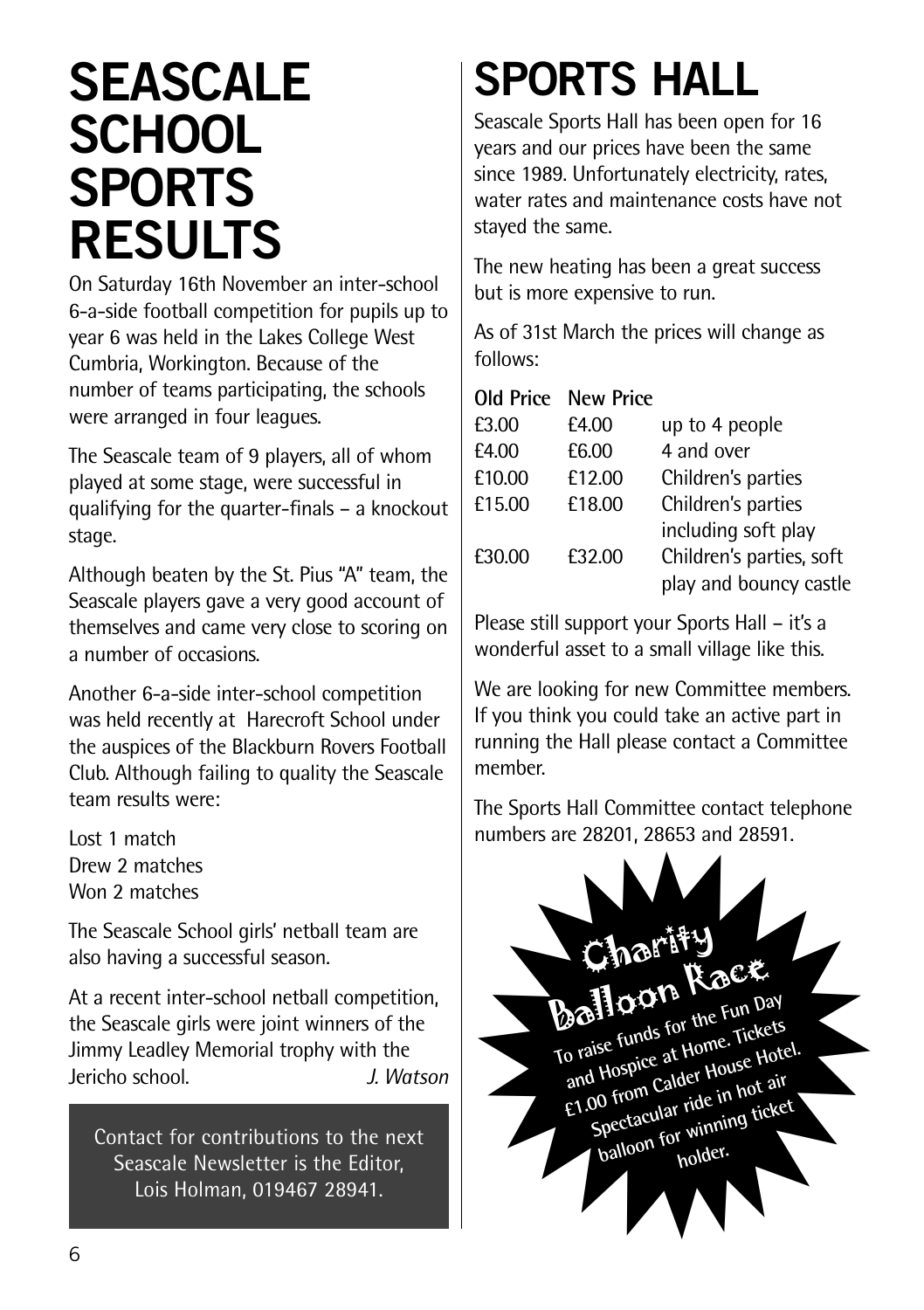# SEASCALE SCHOOL SPORTS RESULTS

On Saturday 16th November an inter-school 6-a-side football competition for pupils up to year 6 was held in the Lakes College West Cumbria, Workington. Because of the number of teams participating, the schools were arranged in four leagues.

The Seascale team of 9 players, all of whom played at some stage, were successful in qualifying for the quarter-finals – a knockout stage.

Although beaten by the St. Pius "A" team, the Seascale players gave a very good account of themselves and came very close to scoring on a number of occasions.

Another 6-a-side inter-school competition was held recently at Harecroft School under the auspices of the Blackburn Rovers Football Club. Although failing to quality the Seascale team results were:

Lost 1 match  
Drew 2 matches  
Won 2 matches

The Seascale School girls' netball team are also having a successful season.

At a recent inter-school netball competition, the Seascale girls were joint winners of the Jimmy Leadley Memorial trophy with the Jericho school.

*J. Watson*

Contact for contributions to the next Seascale Newsletter is the Editor, Lois Holman, 019467 28941.

# SPORTS HALL

Seascale Sports Hall has been open for 16 years and our prices have been the same since 1989. Unfortunately electricity, rates, water rates and maintenance costs have not stayed the same.

The new heating has been a great success but is more expensive to run.

As of 31st March the prices will change as follows:

| Old Price | New Price | |
|---|---|---|
| £3.00 | £4.00 | up to 4 people |
| £4.00 | £6.00 | 4 and over |
| £10.00 | £12.00 | Children's parties |
| £15.00 | £18.00 | Children's parties including soft play |
| £30.00 | £32.00 | Children's parties, soft play and bouncy castle |

Please still support your Sports Hall – it's a wonderful asset to a small village like this.

We are looking for new Committee members. If you think you could take an active part in running the Hall please contact a Committee member.

The Sports Hall Committee contact telephone numbers are 28201, 28653 and 28591.

## Charity Balloon Race

To raise funds for the Fun Day and Hospice at Home. Tickets £1.00 from Calder House Hotel. Spectacular ride in hot air balloon for winning ticket holder.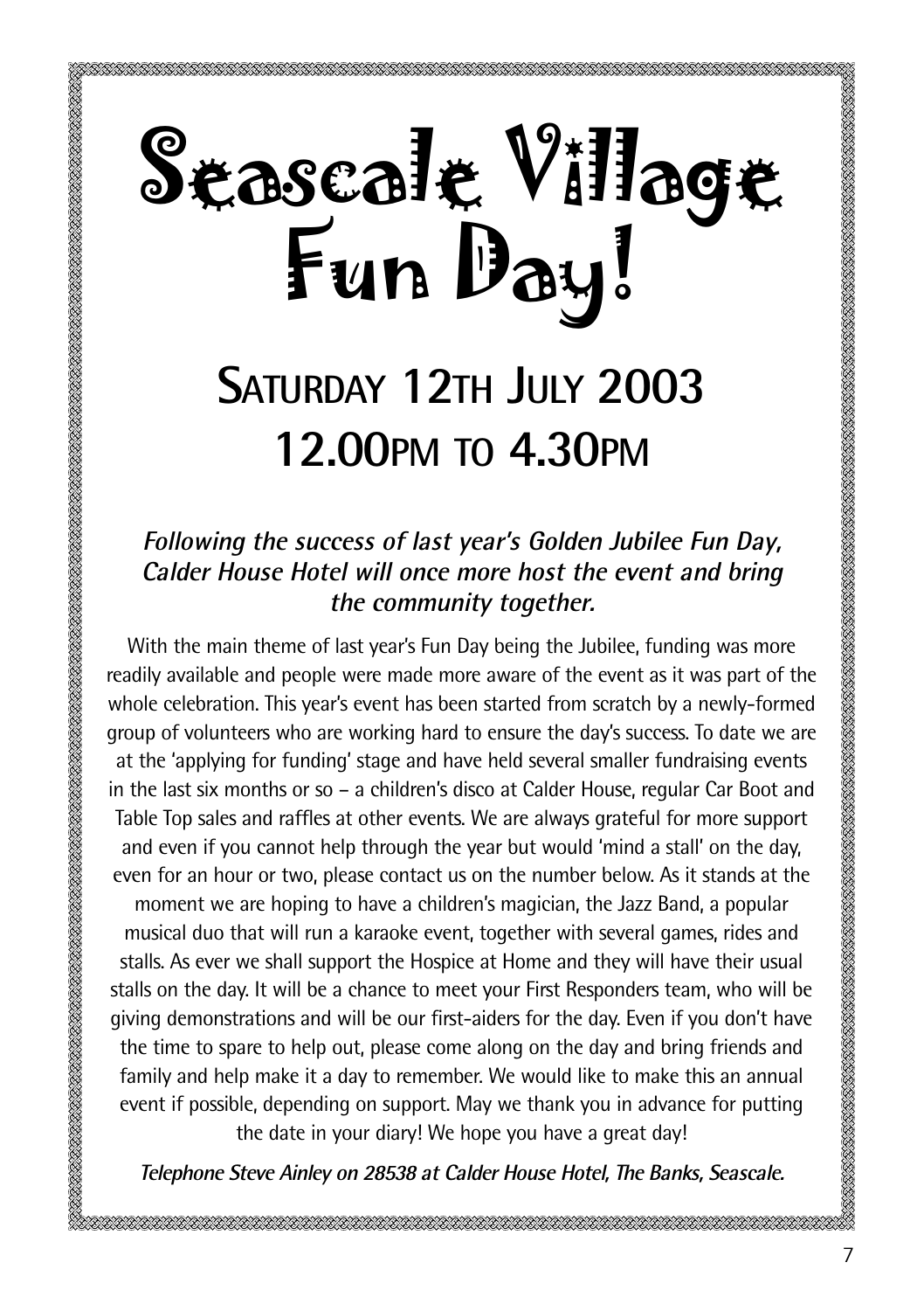# Seascale Village Fun Day!

## Saturday 12th July 2003
## 12.00pm to 4.30pm

***Following the success of last year's Golden Jubilee Fun Day, Calder House Hotel will once more host the event and bring the community together.***

With the main theme of last year's Fun Day being the Jubilee, funding was more readily available and people were made more aware of the event as it was part of the whole celebration. This year's event has been started from scratch by a newly-formed group of volunteers who are working hard to ensure the day's success. To date we are at the 'applying for funding' stage and have held several smaller fundraising events in the last six months or so – a children's disco at Calder House, regular Car Boot and Table Top sales and raffles at other events. We are always grateful for more support and even if you cannot help through the year but would 'mind a stall' on the day, even for an hour or two, please contact us on the number below. As it stands at the moment we are hoping to have a children's magician, the Jazz Band, a popular musical duo that will run a karaoke event, together with several games, rides and stalls. As ever we shall support the Hospice at Home and they will have their usual stalls on the day. It will be a chance to meet your First Responders team, who will be giving demonstrations and will be our first-aiders for the day. Even if you don't have the time to spare to help out, please come along on the day and bring friends and family and help make it a day to remember. We would like to make this an annual event if possible, depending on support. May we thank you in advance for putting the date in your diary! We hope you have a great day!

***Telephone Steve Ainley on 28538 at Calder House Hotel, The Banks, Seascale.***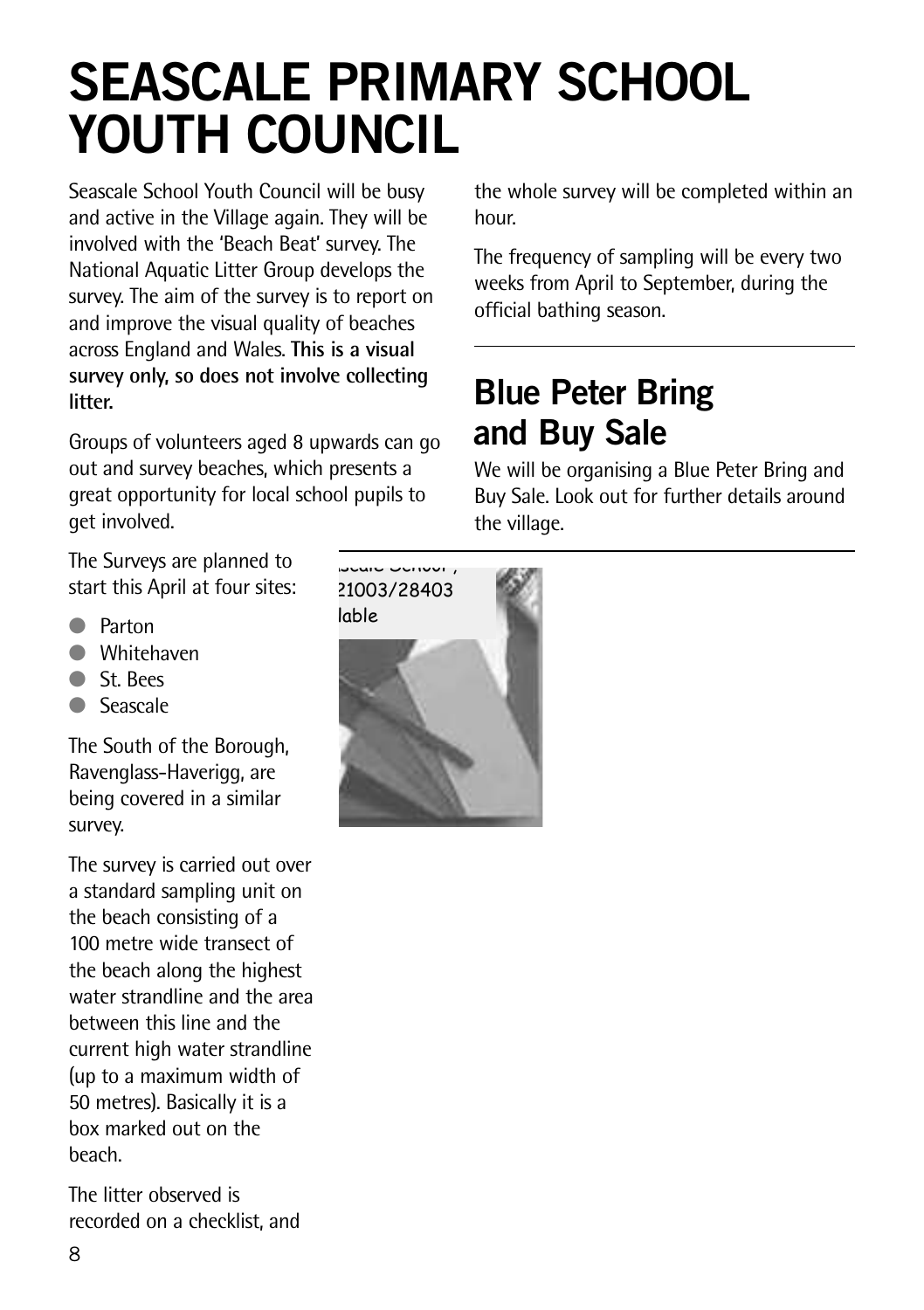# SEASCALE PRIMARY SCHOOL YOUTH COUNCIL

Seascale School Youth Council will be busy and active in the Village again. They will be involved with the 'Beach Beat' survey. The National Aquatic Litter Group develops the survey. The aim of the survey is to report on and improve the visual quality of beaches across England and Wales. **This is a visual survey only, so does not involve collecting litter.**

Groups of volunteers aged 8 upwards can go out and survey beaches, which presents a great opportunity for local school pupils to get involved.

The Surveys are planned to start this April at four sites:

- Parton
- Whitehaven
- St. Bees
- Seascale

The South of the Borough, Ravenglass-Haverigg, are being covered in a similar survey.

The survey is carried out over a standard sampling unit on the beach consisting of a 100 metre wide transect of the beach along the highest water strandline and the area between this line and the current high water strandline (up to a maximum width of 50 metres). Basically it is a box marked out on the beach.

The litter observed is recorded on a checklist, and the whole survey will be completed within an hour.

The frequency of sampling will be every two weeks from April to September, during the official bathing season.

## Blue Peter Bring and Buy Sale

We will be organising a Blue Peter Bring and Buy Sale. Look out for further details around the village.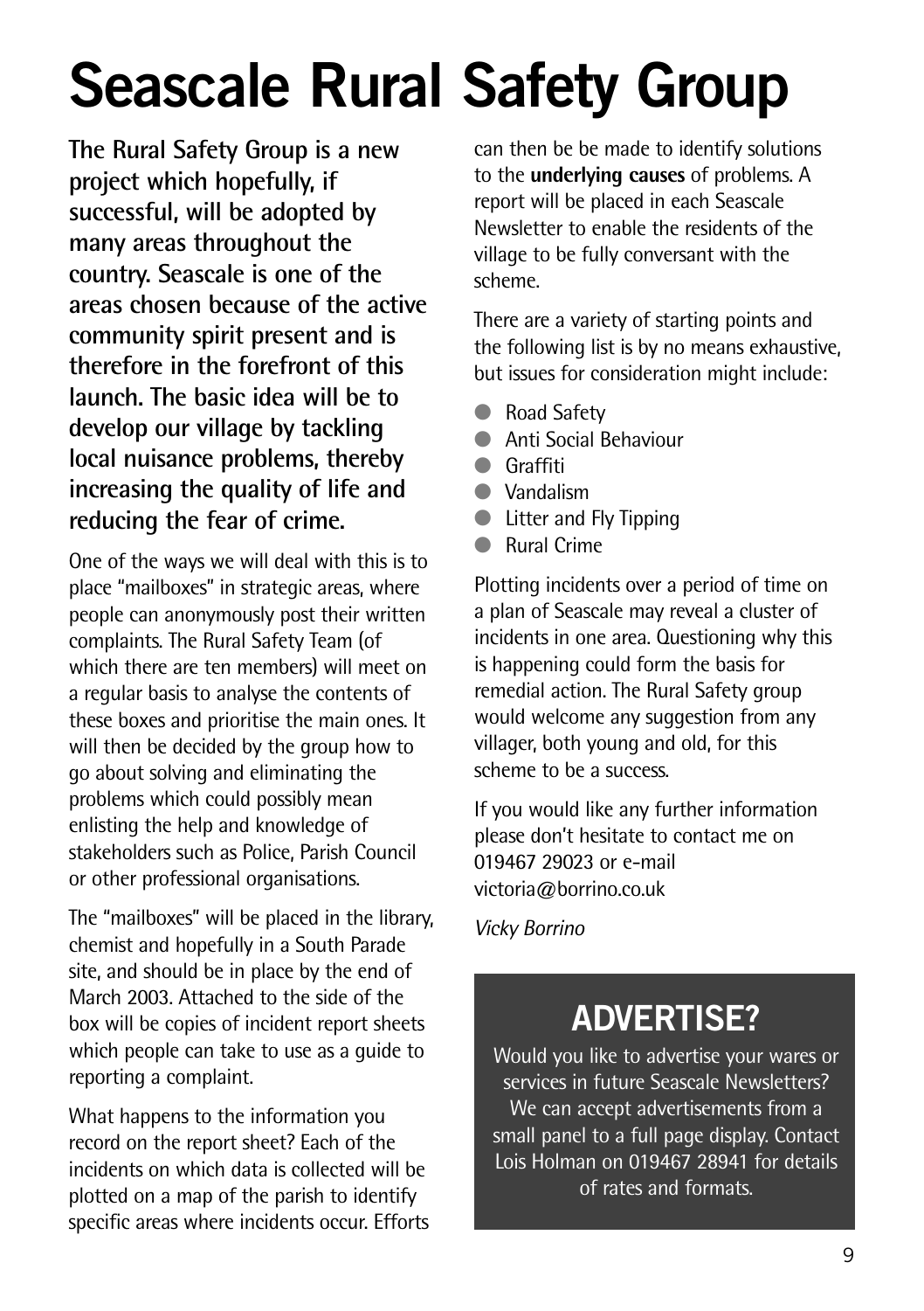# Seascale Rural Safety Group

**The Rural Safety Group is a new project which hopefully, if successful, will be adopted by many areas throughout the country. Seascale is one of the areas chosen because of the active community spirit present and is therefore in the forefront of this launch. The basic idea will be to develop our village by tackling local nuisance problems, thereby increasing the quality of life and reducing the fear of crime.**

One of the ways we will deal with this is to place "mailboxes" in strategic areas, where people can anonymously post their written complaints. The Rural Safety Team (of which there are ten members) will meet on a regular basis to analyse the contents of these boxes and prioritise the main ones. It will then be decided by the group how to go about solving and eliminating the problems which could possibly mean enlisting the help and knowledge of stakeholders such as Police, Parish Council or other professional organisations.

The "mailboxes" will be placed in the library, chemist and hopefully in a South Parade site, and should be in place by the end of March 2003. Attached to the side of the box will be copies of incident report sheets which people can take to use as a guide to reporting a complaint.

What happens to the information you record on the report sheet? Each of the incidents on which data is collected will be plotted on a map of the parish to identify specific areas where incidents occur. Efforts can then be be made to identify solutions to the **underlying causes** of problems. A report will be placed in each Seascale Newsletter to enable the residents of the village to be fully conversant with the scheme.

There are a variety of starting points and the following list is by no means exhaustive, but issues for consideration might include:

- Road Safety
- Anti Social Behaviour
- Graffiti
- Vandalism
- Litter and Fly Tipping
- Rural Crime

Plotting incidents over a period of time on a plan of Seascale may reveal a cluster of incidents in one area. Questioning why this is happening could form the basis for remedial action. The Rural Safety group would welcome any suggestion from any villager, both young and old, for this scheme to be a success.

If you would like any further information please don't hesitate to contact me on 019467 29023 or e-mail victoria@borrino.co.uk

*Vicky Borrino*

## ADVERTISE?

Would you like to advertise your wares or services in future Seascale Newsletters? We can accept advertisements from a small panel to a full page display. Contact Lois Holman on 019467 28941 for details of rates and formats.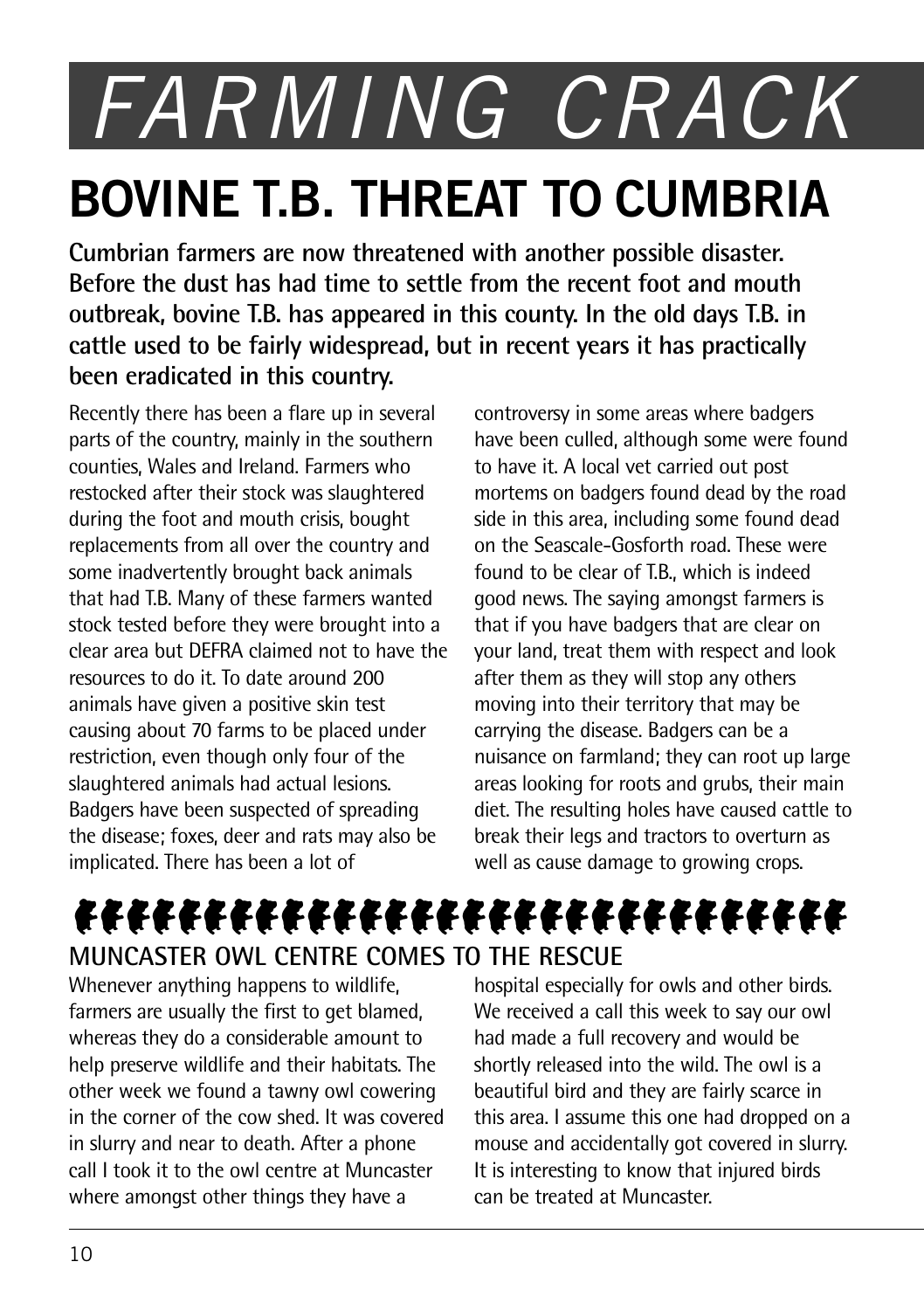# FARMING CRACK

## BOVINE T.B. THREAT TO CUMBRIA

**Cumbrian farmers are now threatened with another possible disaster. Before the dust has had time to settle from the recent foot and mouth outbreak, bovine T.B. has appeared in this county. In the old days T.B. in cattle used to be fairly widespread, but in recent years it has practically been eradicated in this country.**

Recently there has been a flare up in several parts of the country, mainly in the southern counties, Wales and Ireland. Farmers who restocked after their stock was slaughtered during the foot and mouth crisis, bought replacements from all over the country and some inadvertently brought back animals that had T.B. Many of these farmers wanted stock tested before they were brought into a clear area but DEFRA claimed not to have the resources to do it. To date around 200 animals have given a positive skin test causing about 70 farms to be placed under restriction, even though only four of the slaughtered animals had actual lesions. Badgers have been suspected of spreading the disease; foxes, deer and rats may also be implicated. There has been a lot of controversy in some areas where badgers have been culled, although some were found to have it. A local vet carried out post mortems on badgers found dead by the road side in this area, including some found dead on the Seascale-Gosforth road. These were found to be clear of T.B., which is indeed good news. The saying amongst farmers is that if you have badgers that are clear on your land, treat them with respect and look after them as they will stop any others moving into their territory that may be carrying the disease. Badgers can be a nuisance on farmland; they can root up large areas looking for roots and grubs, their main diet. The resulting holes have caused cattle to break their legs and tractors to overturn as well as cause damage to growing crops.

### MUNCASTER OWL CENTRE COMES TO THE RESCUE

Whenever anything happens to wildlife, farmers are usually the first to get blamed, whereas they do a considerable amount to help preserve wildlife and their habitats. The other week we found a tawny owl cowering in the corner of the cow shed. It was covered in slurry and near to death. After a phone call I took it to the owl centre at Muncaster where amongst other things they have a hospital especially for owls and other birds. We received a call this week to say our owl had made a full recovery and would be shortly released into the wild. The owl is a beautiful bird and they are fairly scarce in this area. I assume this one had dropped on a mouse and accidentally got covered in slurry. It is interesting to know that injured birds can be treated at Muncaster.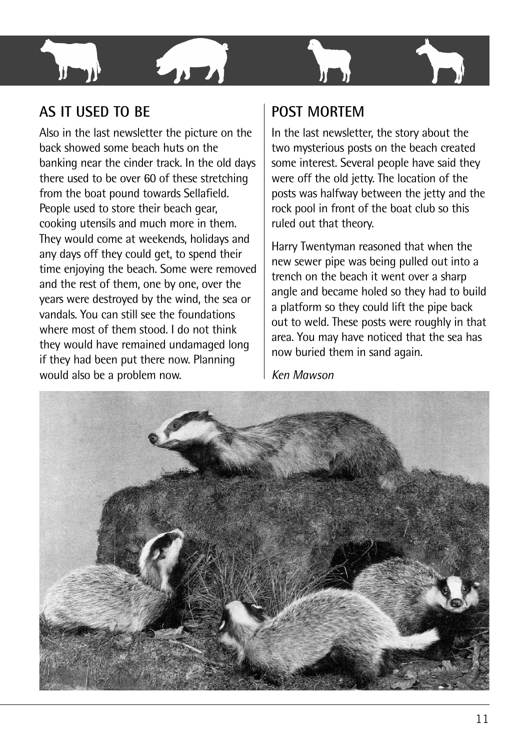## AS IT USED TO BE

Also in the last newsletter the picture on the back showed some beach huts on the banking near the cinder track. In the old days there used to be over 60 of these stretching from the boat pound towards Sellafield. People used to store their beach gear, cooking utensils and much more in them. They would come at weekends, holidays and any days off they could get, to spend their time enjoying the beach. Some were removed and the rest of them, one by one, over the years were destroyed by the wind, the sea or vandals. You can still see the foundations where most of them stood. I do not think they would have remained undamaged long if they had been put there now. Planning would also be a problem now.

## POST MORTEM

In the last newsletter, the story about the two mysterious posts on the beach created some interest. Several people have said they were off the old jetty. The location of the posts was halfway between the jetty and the rock pool in front of the boat club so this ruled out that theory.

Harry Twentyman reasoned that when the new sewer pipe was being pulled out into a trench on the beach it went over a sharp angle and became holed so they had to build a platform so they could lift the pipe back out to weld. These posts were roughly in that area. You may have noticed that the sea has now buried them in sand again.

*Ken Mawson*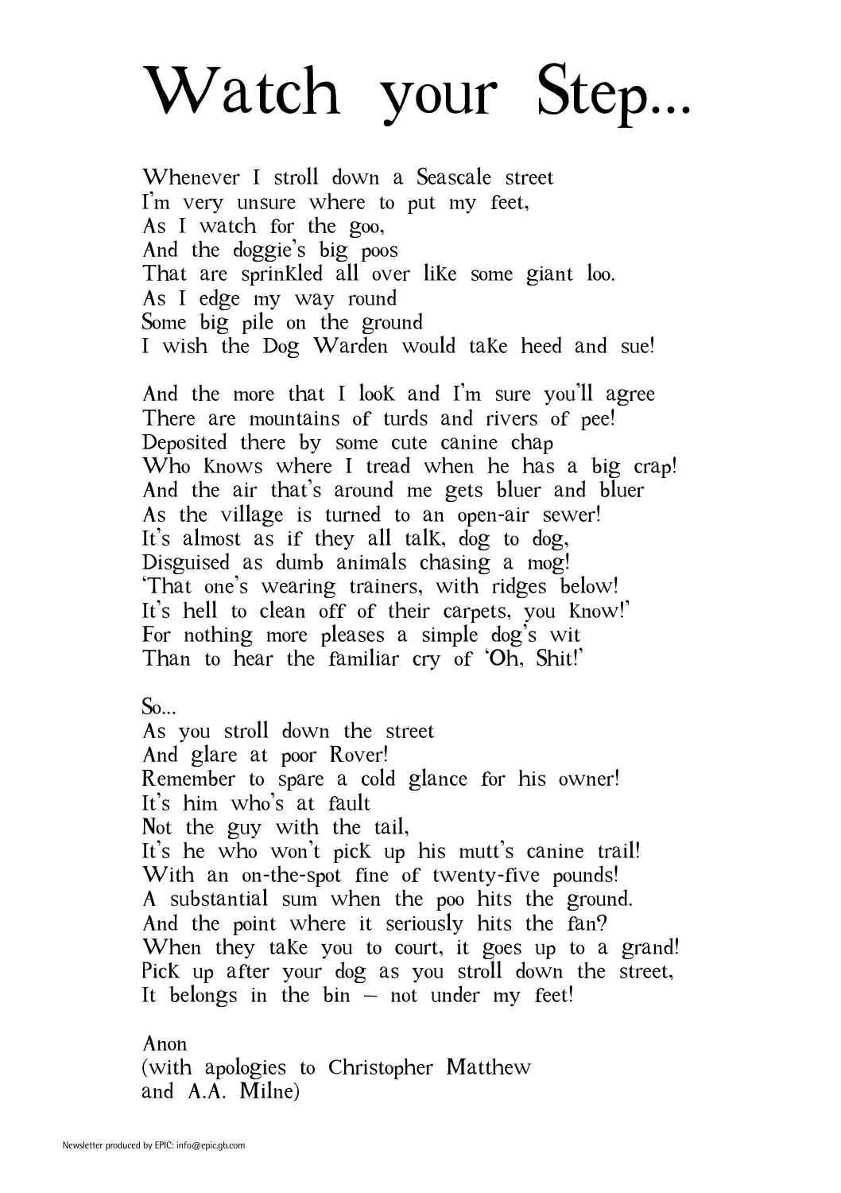# Watch your Step...

Whenever I stroll down a Seascale street
I'm very unsure where to put my feet,
As I watch for the goo,
And the doggie's big poos
That are sprinkled all over like some giant loo.
As I edge my way round
Some big pile on the ground
I wish the Dog Warden would take heed and sue!

And the more that I look and I'm sure you'll agree
There are mountains of turds and rivers of pee!
Deposited there by some cute canine chap
Who knows where I tread when he has a big crap!
And the air that's around me gets bluer and bluer
As the village is turned to an open-air sewer!
It's almost as if they all talk, dog to dog,
Disguised as dumb animals chasing a mog!
'That one's wearing trainers, with ridges below!
It's hell to clean off of their carpets, you know!'
For nothing more pleases a simple dog's wit
Than to hear the familiar cry of 'Oh, Shit!'

So...
As you stroll down the street
And glare at poor Rover!
Remember to spare a cold glance for his owner!
It's him who's at fault
Not the guy with the tail,
It's he who won't pick up his mutt's canine trail!
With an on-the-spot fine of twenty-five pounds!
A substantial sum when the poo hits the ground.
And the point where it seriously hits the fan?
When they take you to court, it goes up to a grand!
Pick up after your dog as you stroll down the street,
It belongs in the bin – not under my feet!

Anon
(with apologies to Christopher Matthew
and A.A. Milne)

Newsletter produced by EPIC: info@epic.gb.com